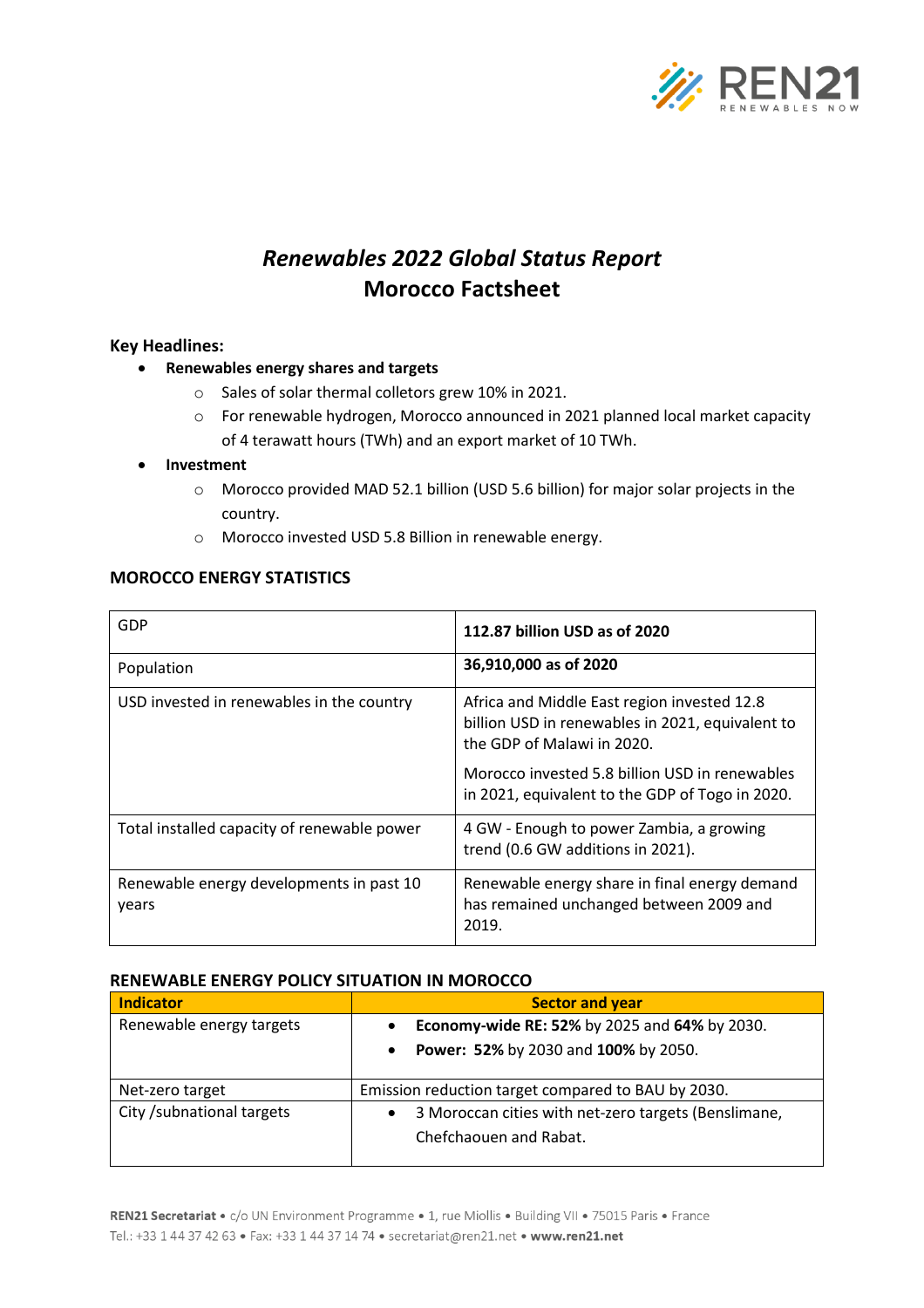# *Renewables 2022 Global Status Report*
# Morocco Factsheet

**Key Headlines:**

- **Renewables energy shares and targets**
  - Sales of solar thermal colletors grew 10% in 2021.
  - For renewable hydrogen, Morocco announced in 2021 planned local market capacity of 4 terawatt hours (TWh) and an export market of 10 TWh.
- **Investment**
  - Morocco provided MAD 52.1 billion (USD 5.6 billion) for major solar projects in the country.
  - Morocco invested USD 5.8 Billion in renewable energy.

**MOROCCO ENERGY STATISTICS**

| | |
|---|---|
| GDP | **112.87 billion USD as of 2020** |
| Population | **36,910,000 as of 2020** |
| USD invested in renewables in the country | Africa and Middle East region invested 12.8 billion USD in renewables in 2021, equivalent to the GDP of Malawi in 2020.<br><br>Morocco invested 5.8 billion USD in renewables in 2021, equivalent to the GDP of Togo in 2020. |
| Total installed capacity of renewable power | 4 GW - Enough to power Zambia, a growing trend (0.6 GW additions in 2021). |
| Renewable energy developments in past 10 years | Renewable energy share in final energy demand has remained unchanged between 2009 and 2019. |

**RENEWABLE ENERGY POLICY SITUATION IN MOROCCO**

| Indicator | Sector and year |
|---|---|
| Renewable energy targets | • **Economy-wide RE: 52%** by 2025 and **64%** by 2030.<br>• **Power: 52%** by 2030 and **100%** by 2050. |
| Net-zero target | Emission reduction target compared to BAU by 2030. |
| City /subnational targets | • 3 Moroccan cities with net-zero targets (Benslimane, Chefchaouen and Rabat. |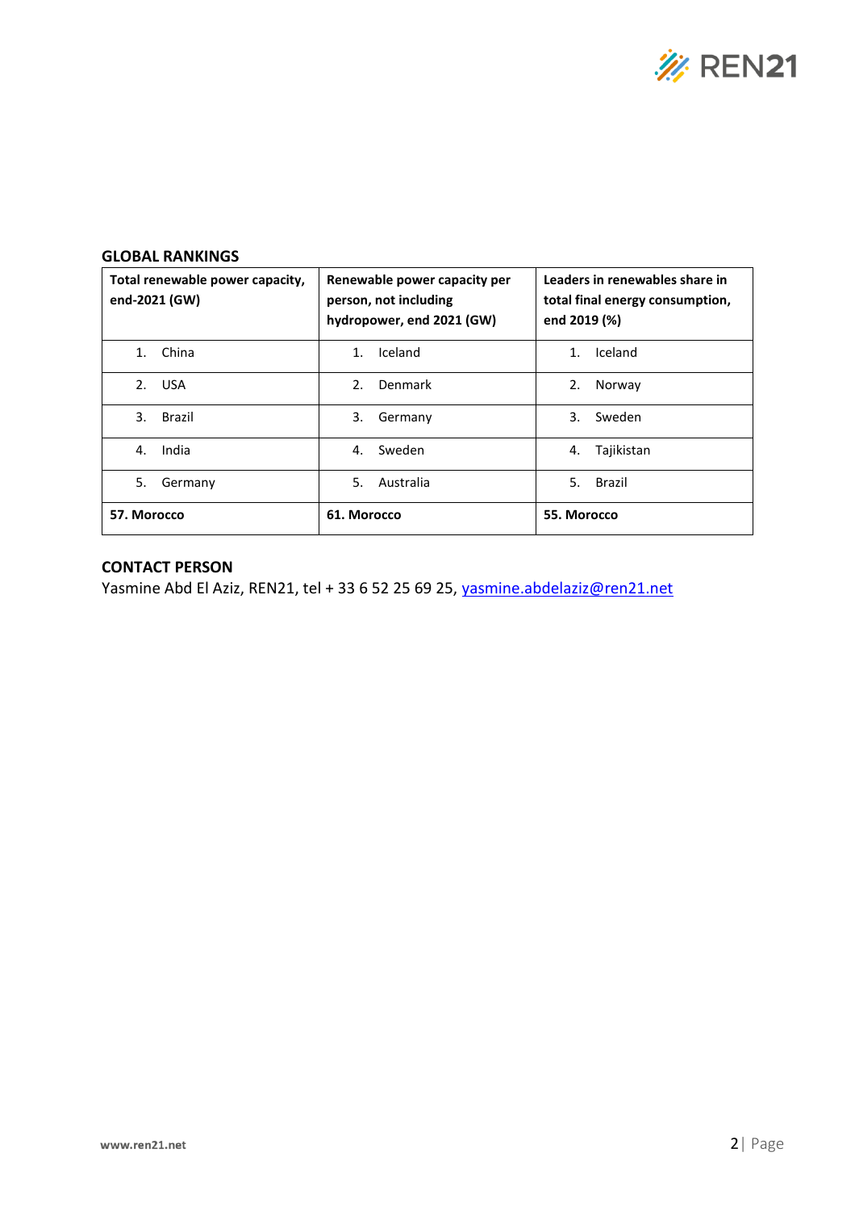## GLOBAL RANKINGS

| Total renewable power capacity, end-2021 (GW) | Renewable power capacity per person, not including hydropower, end 2021 (GW) | Leaders in renewables share in total final energy consumption, end 2019 (%) |
|---|---|---|
| 1. China | 1. Iceland | 1. Iceland |
| 2. USA | 2. Denmark | 2. Norway |
| 3. Brazil | 3. Germany | 3. Sweden |
| 4. India | 4. Sweden | 4. Tajikistan |
| 5. Germany | 5. Australia | 5. Brazil |
| **57. Morocco** | **61. Morocco** | **55. Morocco** |

## CONTACT PERSON

Yasmine Abd El Aziz, REN21, tel + 33 6 52 25 69 25, yasmine.abdelaziz@ren21.net